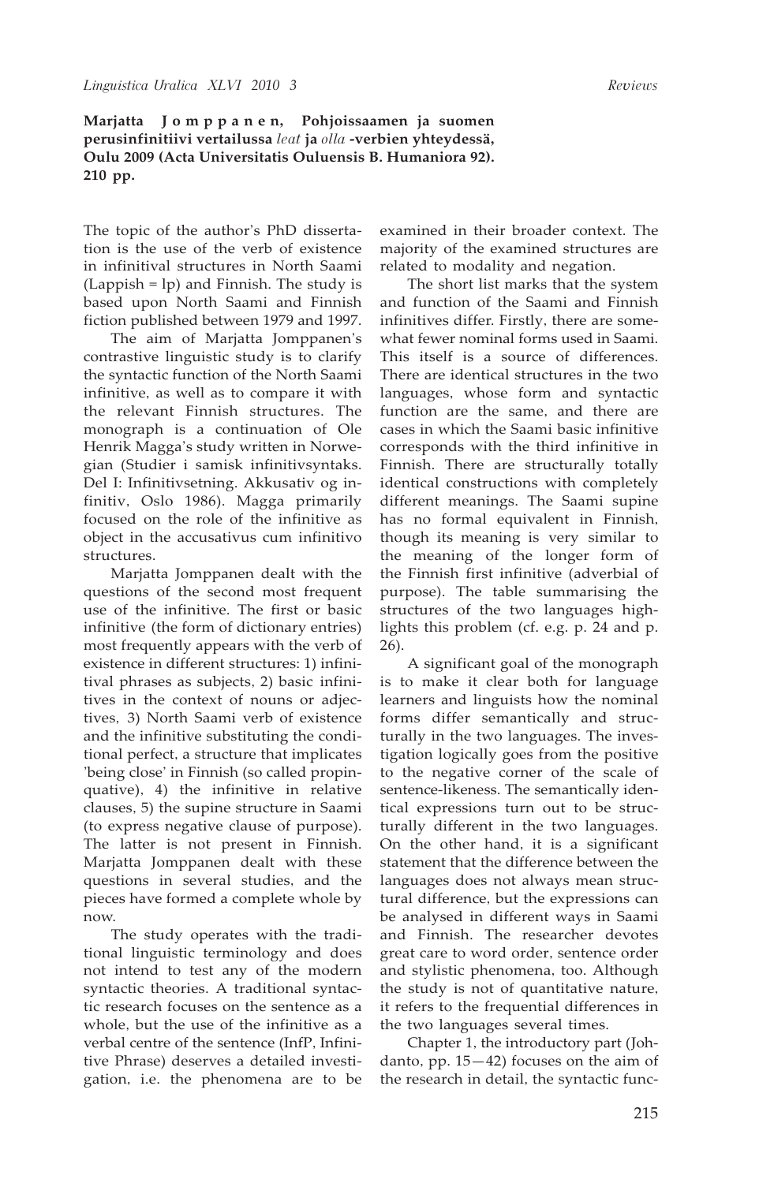**Marjatta Jomppanen, Pohjoissaamen ja suomen perusinfinitiivi vertailussa *leat* ja *olla* -verbien yhteydessä, Oulu 2009 (Acta Universitatis Ouluensis B. Humaniora 92). 210 pp.**

The topic of the author's PhD dissertation is the use of the verb of existence in infinitival structures in North Saami (Lappish = lp) and Finnish. The study is based upon North Saami and Finnish fiction published between 1979 and 1997.

The aim of Marjatta Jomppanen's contrastive linguistic study is to clarify the syntactic function of the North Saami infinitive, as well as to compare it with the relevant Finnish structures. The monograph is a continuation of Ole Henrik Magga's study written in Norwegian (Studier i samisk infinitivsyntaks. Del I: Infinitivsetning. Akkusativ og infinitiv, Oslo 1986). Magga primarily focused on the role of the infinitive as object in the accusativus cum infinitivo structures.

Marjatta Jomppanen dealt with the questions of the second most frequent use of the infinitive. The first or basic infinitive (the form of dictionary entries) most frequently appears with the verb of existence in different structures: 1) infinitival phrases as subjects, 2) basic infinitives in the context of nouns or adjectives, 3) North Saami verb of existence and the infinitive substituting the conditional perfect, a structure that implicates 'being close' in Finnish (so called propinquative), 4) the infinitive in relative clauses, 5) the supine structure in Saami (to express negative clause of purpose). The latter is not present in Finnish. Marjatta Jomppanen dealt with these questions in several studies, and the pieces have formed a complete whole by now.

The study operates with the traditional linguistic terminology and does not intend to test any of the modern syntactic theories. A traditional syntactic research focuses on the sentence as a whole, but the use of the infinitive as a verbal centre of the sentence (InfP, Infinitive Phrase) deserves a detailed investigation, i.e. the phenomena are to be examined in their broader context. The majority of the examined structures are related to modality and negation.

The short list marks that the system and function of the Saami and Finnish infinitives differ. Firstly, there are somewhat fewer nominal forms used in Saami. This itself is a source of differences. There are identical structures in the two languages, whose form and syntactic function are the same, and there are cases in which the Saami basic infinitive corresponds with the third infinitive in Finnish. There are structurally totally identical constructions with completely different meanings. The Saami supine has no formal equivalent in Finnish, though its meaning is very similar to the meaning of the longer form of the Finnish first infinitive (adverbial of purpose). The table summarising the structures of the two languages highlights this problem (cf. e.g. p. 24 and p. 26).

A significant goal of the monograph is to make it clear both for language learners and linguists how the nominal forms differ semantically and structurally in the two languages. The investigation logically goes from the positive to the negative corner of the scale of sentence-likeness. The semantically identical expressions turn out to be structurally different in the two languages. On the other hand, it is a significant statement that the difference between the languages does not always mean structural difference, but the expressions can be analysed in different ways in Saami and Finnish. The researcher devotes great care to word order, sentence order and stylistic phenomena, too. Although the study is not of quantitative nature, it refers to the frequential differences in the two languages several times.

Chapter 1, the introductory part (Johdanto, pp. 15—42) focuses on the aim of the research in detail, the syntactic func-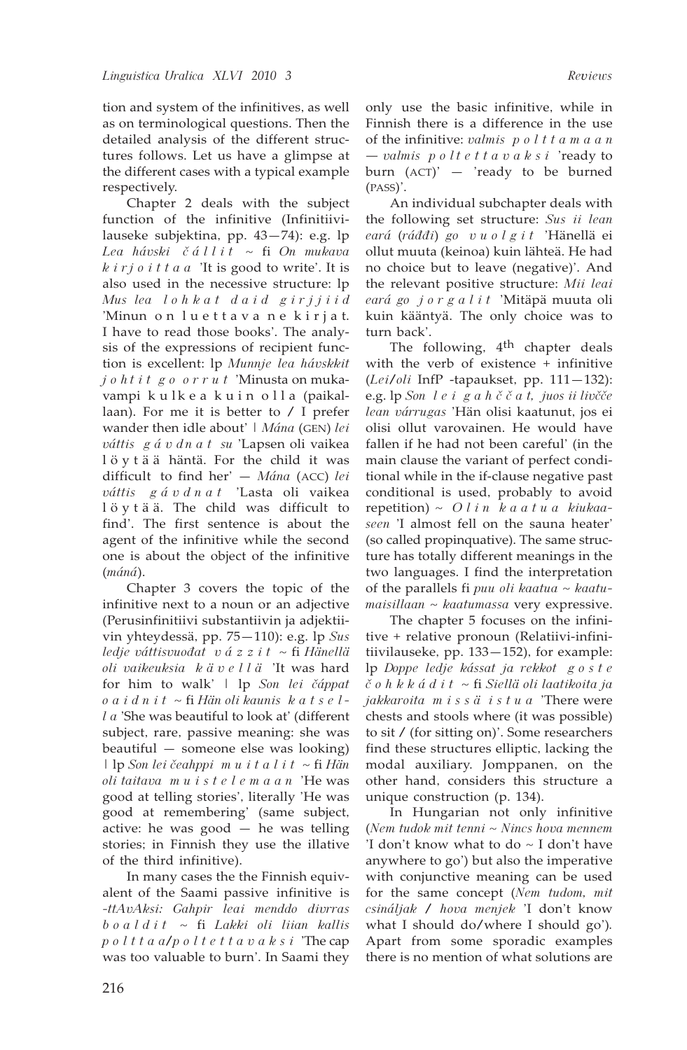tion and system of the infinitives, as well as on terminological questions. Then the detailed analysis of the different structures follows. Let us have a glimpse at the different cases with a typical example respectively.

Chapter 2 deals with the subject function of the infinitive (Infinitiivilauseke subjektina, pp. 43—74): e.g. lp *Lea hávski* *č á l l i t* ~ fi *On mukava* *k i r j o i t t a a* 'It is good to write'. It is also used in the necessive structure: lp *Mus lea* *l o h k a t* *d a i d* *g i r j j i d* 'Minun o n l u e t t a v a n e k i r j a t. I have to read those books'. The analysis of the expressions of recipient function is excellent: lp *Munnje lea hávskkit* *j o h t i t* *g o* *o r r u t* 'Minusta on mukavampi k u l k e a k u i n o l l a (paikallaan). For me it is better to / I prefer wander then idle about' | *Mána* (GEN) *lei váttis* *g á v d n a t* *su* 'Lapsen oli vaikea l ö y t ä ä häntä. For the child it was difficult to find her' — *Mána* (ACC) *lei váttis* *g á v d n a t* 'Lasta oli vaikea l ö y t ä ä. The child was difficult to find'. The first sentence is about the agent of the infinitive while the second one is about the object of the infinitive (*máná*).

Chapter 3 covers the topic of the infinitive next to a noun or an adjective (Perusinfinitiivi substantiivin ja adjektiivin yhteydessä, pp. 75—110): e.g. lp *Sus ledje váttisvuođat* *v á z z i t* ~ fi *Hänellä oli vaikeuksia* *k ä v e l l ä* 'It was hard for him to walk' | lp *Son lei čáppat* *o a i d n i t* ~ fi *Hän oli kaunis* *k a t s e l l a* 'She was beautiful to look at' (different subject, rare, passive meaning: she was beautiful — someone else was looking) | lp *Son lei čeahppi* *m u i t a l i t* ~ fi *Hän oli taitava* *m u i s t e l e m a a n* 'He was good at telling stories', literally 'He was good at remembering' (same subject, active: he was good — he was telling stories; in Finnish they use the illative of the third infinitive).

In many cases the the Finnish equivalent of the Saami passive infinitive is *-ttAvAksi: Gahpir leai menddo divrras* *b o a l d i t* ~ fi *Lakki oli liian kallis* *p o l t t a a*/*p o l t e t t a v a k s i* 'The cap was too valuable to burn'. In Saami they only use the basic infinitive, while in Finnish there is a difference in the use of the infinitive: *valmis* *p o l t t a m a a n* — *valmis* *p o l t e t t a v a k s i* 'ready to burn (ACT)' — 'ready to be burned (PASS)'.

An individual subchapter deals with the following set structure: *Sus ii lean eará* (*ráđđi*) *go* *v u o l g i t* 'Hänellä ei ollut muuta (keinoa) kuin lähteä. He had no choice but to leave (negative)'. And the relevant positive structure: *Mii leai eará go* *j o r g a l i t* 'Mitäpä muuta oli kuin kääntyä. The only choice was to turn back'.

The following, 4th chapter deals with the verb of existence + infinitive (*Lei*/*oli* InfP -tapaukset, pp. 111—132): e.g. lp *Son* *l e i* *g a h č č a t, juos ii livčče lean várrugas* 'Hän olisi kaatunut, jos ei olisi ollut varovainen. He would have fallen if he had not been careful' (in the main clause the variant of perfect conditional while in the if-clause negative past conditional is used, probably to avoid repetition) ~ *O l i n* *k a a t u a* *kiukaaseen* 'I almost fell on the sauna heater' (so called propinquative). The same structure has totally different meanings in the two languages. I find the interpretation of the parallels fi *puu oli kaatua* ~ *kaatumaisillaan* ~ *kaatumassa* very expressive.

The chapter 5 focuses on the infinitive + relative pronoun (Relatiivi-infinitiivilauseke, pp. 133—152), for example: lp *Doppe ledje kássat ja rekkot* *g o s t e* *č o h k k á d i t* ~ fi *Siellä oli laatikoita ja jakkaroita* *m i s s ä* *i s t u a* 'There were chests and stools where (it was possible) to sit / (for sitting on)'. Some researchers find these structures elliptic, lacking the modal auxiliary. Jomppanen, on the other hand, considers this structure a unique construction (p. 134).

In Hungarian not only infinitive (*Nem tudok mit tenni* ~ *Nincs hova mennem* 'I don't know what to do ~ I don't have anywhere to go') but also the imperative with conjunctive meaning can be used for the same concept (*Nem tudom, mit csináljak* / *hova menjek* 'I don't know what I should do/where I should go'). Apart from some sporadic examples there is no mention of what solutions are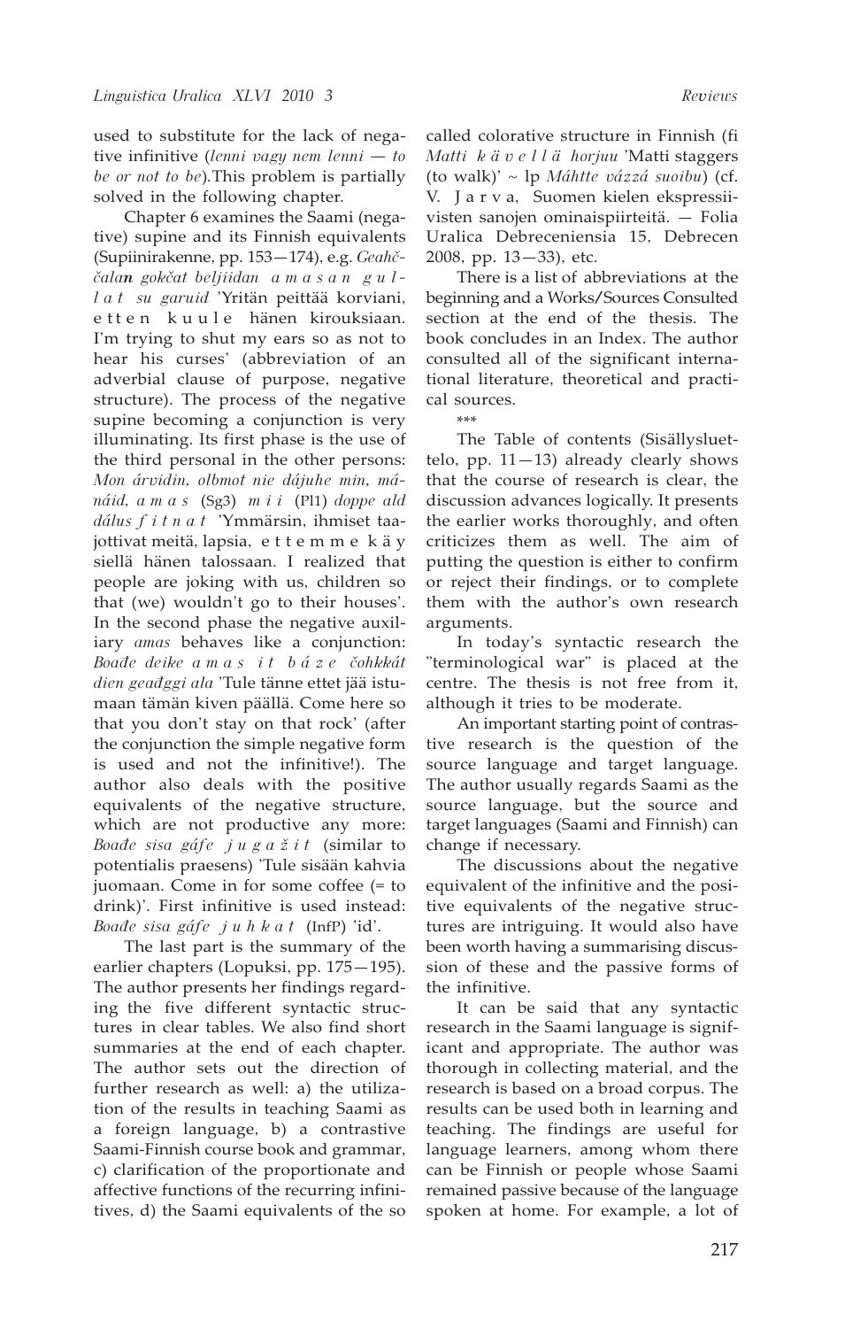used to substitute for the lack of negative infinitive (*lenni vagy nem lenni — to be or not to be*).This problem is partially solved in the following chapter.

Chapter 6 examines the Saami (negative) supine and its Finnish equivalents (Supiinirakenne, pp. 153—174), e.g. *Geahččala**n** gokčat beljiidan* *a m a s a n* *g u l l a t* *su garuid* 'Yritän peittää korviani, e t t e n k u u l e hänen kirouksiaan. I'm trying to shut my ears so as not to hear his curses' (abbreviation of an adverbial clause of purpose, negative structure). The process of the negative supine becoming a conjunction is very illuminating. Its first phase is the use of the third personal in the other persons: *Mon árvidin, olbmot nie dájuhe min, mánáid,* *a m a s* (Sg3) *m i i* (Pl1) *doppe ald dálus* *f i t n a t* 'Ymmärsin, ihmiset taajottivat meitä, lapsia, e t t e m m e k ä y siellä hänen talossaan. I realized that people are joking with us, children so that (we) wouldn't go to their houses'. In the second phase the negative auxiliary *amas* behaves like a conjunction: *Boađe deike* *a m a s* *i t* *b á z e* *čohkkát dien geađggi ala* 'Tule tänne ettet jää istumaan tämän kiven päällä. Come here so that you don't stay on that rock' (after the conjunction the simple negative form is used and not the infinitive!). The author also deals with the positive equivalents of the negative structure, which are not productive any more: *Boađe sisa gáfe* *j u g a ž i t* (similar to potentialis praesens) 'Tule sisään kahvia juomaan. Come in for some coffee (= to drink)'. First infinitive is used instead: *Boađe sisa gáfe* *j u h k a t* (InfP) 'id'.

The last part is the summary of the earlier chapters (Lopuksi, pp. 175—195). The author presents her findings regarding the five different syntactic structures in clear tables. We also find short summaries at the end of each chapter. The author sets out the direction of further research as well: a) the utilization of the results in teaching Saami as a foreign language, b) a contrastive Saami-Finnish course book and grammar, c) clarification of the proportionate and affective functions of the recurring infinitives, d) the Saami equivalents of the so called colorative structure in Finnish (fi *Matti* *k ä v e l l ä* *horjuu* 'Matti staggers (to walk)' ~ lp *Máhtte vázzá suoibu*) (cf. V. J a r v a, Suomen kielen ekspressiivisten sanojen ominaispiirteitä. — Folia Uralica Debreceniensia 15, Debrecen 2008, pp. 13—33), etc.

There is a list of abbreviations at the beginning and a Works/Sources Consulted section at the end of the thesis. The book concludes in an Index. The author consulted all of the significant international literature, theoretical and practical sources.

\*\*\*

The Table of contents (Sisällysluettelo, pp. 11—13) already clearly shows that the course of research is clear, the discussion advances logically. It presents the earlier works thoroughly, and often criticizes them as well. The aim of putting the question is either to confirm or reject their findings, or to complete them with the author's own research arguments.

In today's syntactic research the "terminological war" is placed at the centre. The thesis is not free from it, although it tries to be moderate.

An important starting point of contrastive research is the question of the source language and target language. The author usually regards Saami as the source language, but the source and target languages (Saami and Finnish) can change if necessary.

The discussions about the negative equivalent of the infinitive and the positive equivalents of the negative structures are intriguing. It would also have been worth having a summarising discussion of these and the passive forms of the infinitive.

It can be said that any syntactic research in the Saami language is significant and appropriate. The author was thorough in collecting material, and the research is based on a broad corpus. The results can be used both in learning and teaching. The findings are useful for language learners, among whom there can be Finnish or people whose Saami remained passive because of the language spoken at home. For example, a lot of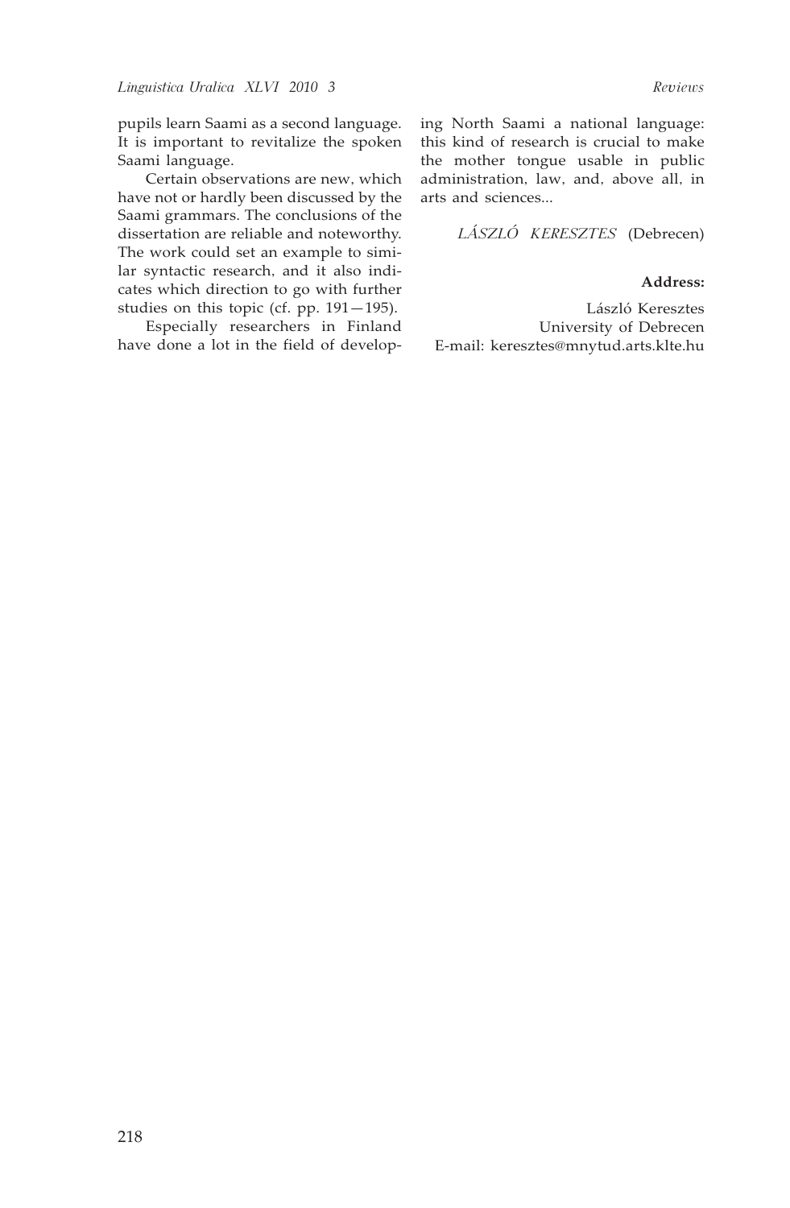pupils learn Saami as a second language. It is important to revitalize the spoken Saami language.

Certain observations are new, which have not or hardly been discussed by the Saami grammars. The conclusions of the dissertation are reliable and noteworthy. The work could set an example to similar syntactic research, and it also indicates which direction to go with further studies on this topic (cf. pp. 191—195).

Especially researchers in Finland have done a lot in the field of developing North Saami a national language: this kind of research is crucial to make the mother tongue usable in public administration, law, and, above all, in arts and sciences...

*LÁSZLÓ KERESZTES* (Debrecen)

**Address:**

László Keresztes
University of Debrecen
E-mail: keresztes@mnytud.arts.klte.hu